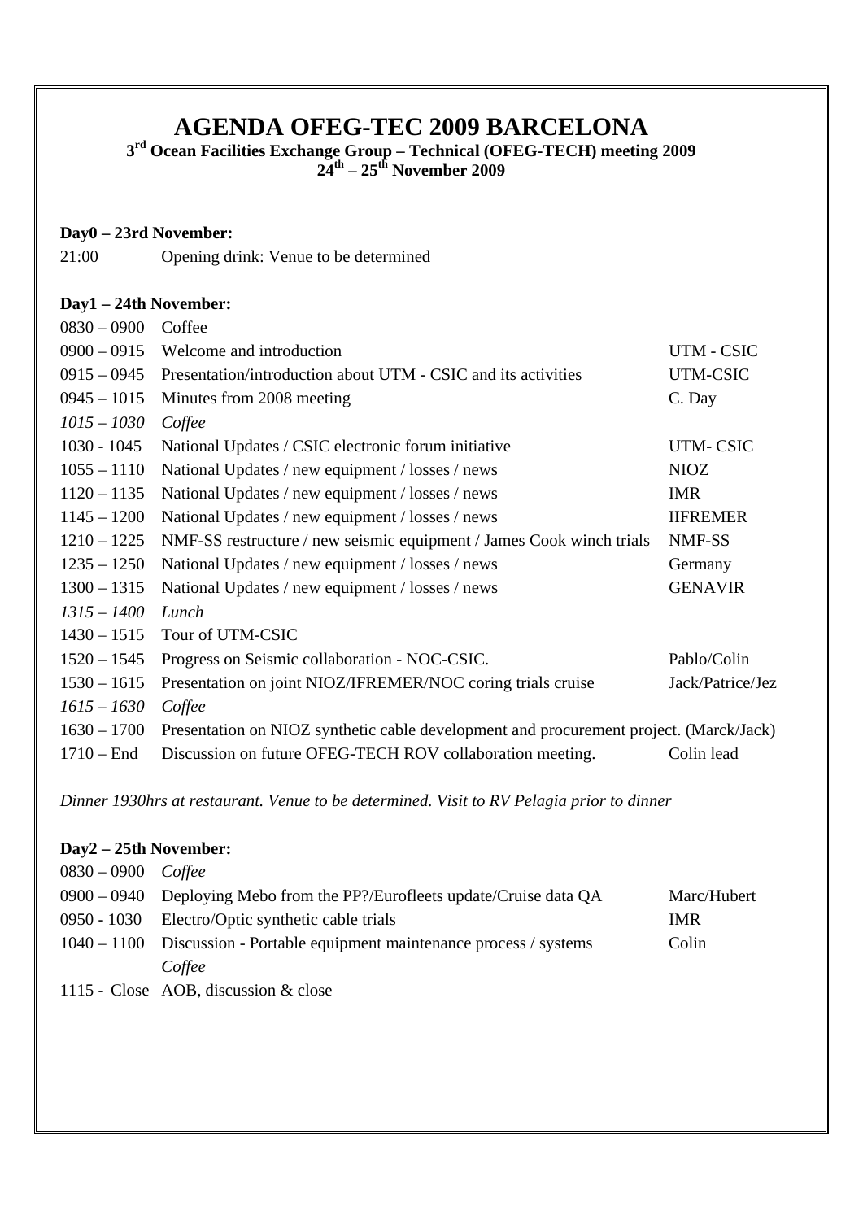# AGENDA OFEG-TEC 2009 BARCELONA

**3rd Ocean Facilities Exchange Group – Technical (OFEG-TECH) meeting 2009**
**24th – 25th November 2009**

**Day0 – 23rd November:**

| | | |
|---|---|---|
| 21:00 | Opening drink: Venue to be determined | |

**Day1 – 24th November:**

| | | |
|---|---|---|
| 0830 – 0900 | Coffee | |
| 0900 – 0915 | Welcome and introduction | UTM - CSIC |
| 0915 – 0945 | Presentation/introduction about UTM - CSIC and its activities | UTM-CSIC |
| 0945 – 1015 | Minutes from 2008 meeting | C. Day |
| *1015 – 1030* | *Coffee* | |
| 1030 - 1045 | National Updates / CSIC electronic forum initiative | UTM- CSIC |
| 1055 – 1110 | National Updates / new equipment / losses / news | NIOZ |
| 1120 – 1135 | National Updates / new equipment / losses / news | IMR |
| 1145 – 1200 | National Updates / new equipment / losses / news | IIFREMER |
| 1210 – 1225 | NMF-SS restructure / new seismic equipment / James Cook winch trials | NMF-SS |
| 1235 – 1250 | National Updates / new equipment / losses / news | Germany |
| 1300 – 1315 | National Updates / new equipment / losses / news | GENAVIR |
| *1315 – 1400* | *Lunch* | |
| 1430 – 1515 | Tour of UTM-CSIC | |
| 1520 – 1545 | Progress on Seismic collaboration - NOC-CSIC. | Pablo/Colin |
| 1530 – 1615 | Presentation on joint NIOZ/IFREMER/NOC coring trials cruise | Jack/Patrice/Jez |
| *1615 – 1630* | *Coffee* | |
| 1630 – 1700 | Presentation on NIOZ synthetic cable development and procurement project. (Marck/Jack) | |
| 1710 – End | Discussion on future OFEG-TECH ROV collaboration meeting. | Colin lead |

*Dinner 1930hrs at restaurant. Venue to be determined. Visit to RV Pelagia prior to dinner*

**Day2 – 25th November:**

| | | |
|---|---|---|
| 0830 – 0900 | *Coffee* | |
| 0900 – 0940 | Deploying Mebo from the PP?/Eurofleets update/Cruise data QA | Marc/Hubert |
| 0950 - 1030 | Electro/Optic synthetic cable trials | IMR |
| 1040 – 1100 | Discussion - Portable equipment maintenance process / systems | Colin |
| | *Coffee* | |
| 1115 - Close | AOB, discussion & close | |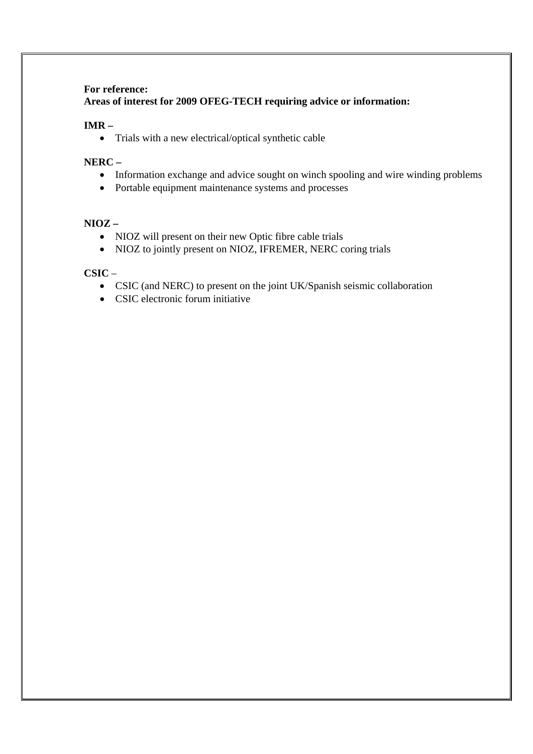**For reference:**
**Areas of interest for 2009 OFEG-TECH requiring advice or information:**

**IMR –**

- Trials with a new electrical/optical synthetic cable

**NERC –**

- Information exchange and advice sought on winch spooling and wire winding problems
- Portable equipment maintenance systems and processes

**NIOZ –**

- NIOZ will present on their new Optic fibre cable trials
- NIOZ to jointly present on NIOZ, IFREMER, NERC coring trials

**CSIC** –

- CSIC (and NERC) to present on the joint UK/Spanish seismic collaboration
- CSIC electronic forum initiative